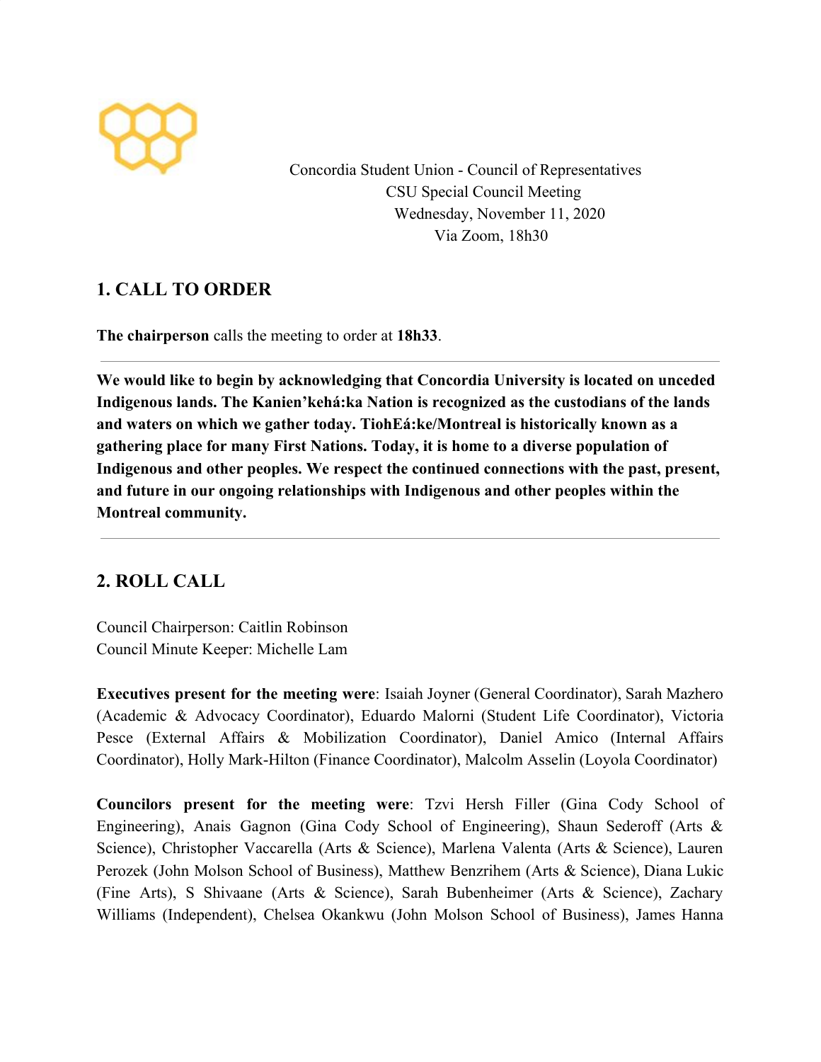Concordia Student Union - Council of Representatives
CSU Special Council Meeting
Wednesday, November 11, 2020
Via Zoom, 18h30

## 1. CALL TO ORDER

**The chairperson** calls the meeting to order at **18h33**.

---

**We would like to begin by acknowledging that Concordia University is located on unceded Indigenous lands. The Kanien'kehá:ka Nation is recognized as the custodians of the lands and waters on which we gather today. TiohEá:ke/Montreal is historically known as a gathering place for many First Nations. Today, it is home to a diverse population of Indigenous and other peoples. We respect the continued connections with the past, present, and future in our ongoing relationships with Indigenous and other peoples within the Montreal community.**

---

## 2. ROLL CALL

Council Chairperson: Caitlin Robinson
Council Minute Keeper: Michelle Lam

**Executives present for the meeting were**: Isaiah Joyner (General Coordinator), Sarah Mazhero (Academic & Advocacy Coordinator), Eduardo Malorni (Student Life Coordinator), Victoria Pesce (External Affairs & Mobilization Coordinator), Daniel Amico (Internal Affairs Coordinator), Holly Mark-Hilton (Finance Coordinator), Malcolm Asselin (Loyola Coordinator)

**Councilors present for the meeting were**: Tzvi Hersh Filler (Gina Cody School of Engineering), Anais Gagnon (Gina Cody School of Engineering), Shaun Sederoff (Arts & Science), Christopher Vaccarella (Arts & Science), Marlena Valenta (Arts & Science), Lauren Perozek (John Molson School of Business), Matthew Benzrihem (Arts & Science), Diana Lukic (Fine Arts), S Shivaane (Arts & Science), Sarah Bubenheimer (Arts & Science), Zachary Williams (Independent), Chelsea Okankwu (John Molson School of Business), James Hanna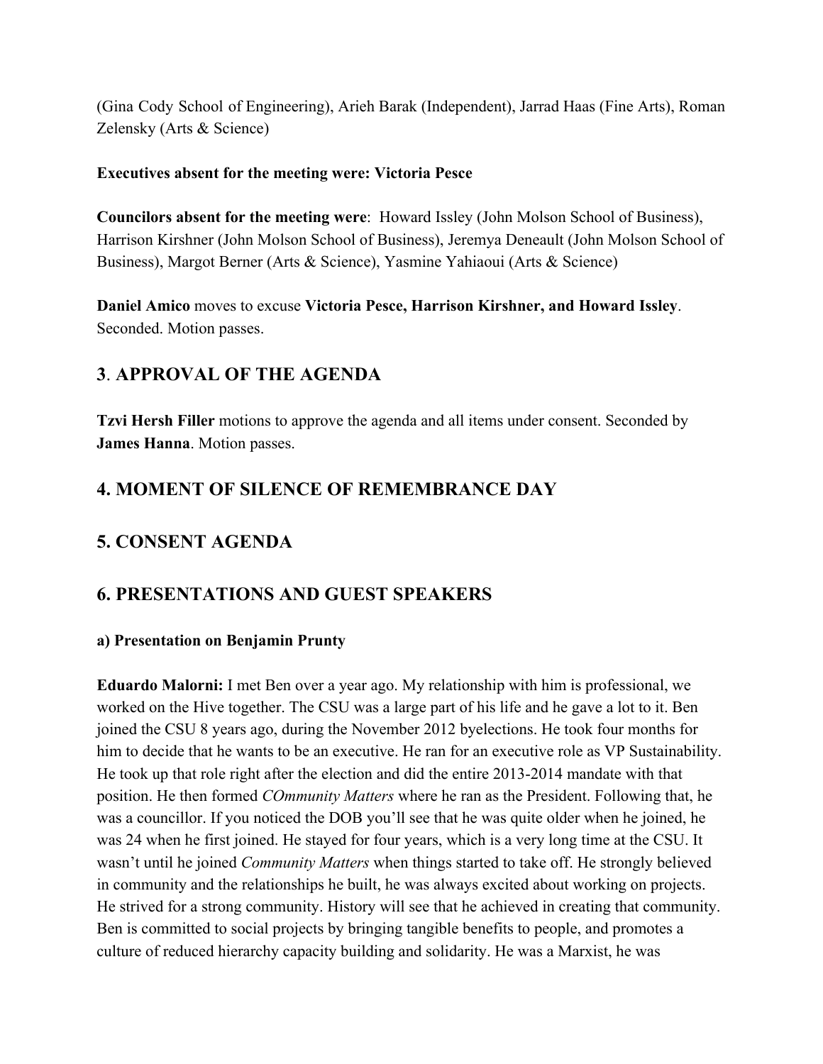(Gina Cody School of Engineering), Arieh Barak (Independent), Jarrad Haas (Fine Arts), Roman Zelensky (Arts & Science)

**Executives absent for the meeting were: Victoria Pesce**

**Councilors absent for the meeting were**: Howard Issley (John Molson School of Business), Harrison Kirshner (John Molson School of Business), Jeremya Deneault (John Molson School of Business), Margot Berner (Arts & Science), Yasmine Yahiaoui (Arts & Science)

**Daniel Amico** moves to excuse **Victoria Pesce, Harrison Kirshner, and Howard Issley**. Seconded. Motion passes.

## 3. APPROVAL OF THE AGENDA

**Tzvi Hersh Filler** motions to approve the agenda and all items under consent. Seconded by **James Hanna**. Motion passes.

## 4. MOMENT OF SILENCE OF REMEMBRANCE DAY

## 5. CONSENT AGENDA

## 6. PRESENTATIONS AND GUEST SPEAKERS

### a) Presentation on Benjamin Prunty

**Eduardo Malorni:** I met Ben over a year ago. My relationship with him is professional, we worked on the Hive together. The CSU was a large part of his life and he gave a lot to it. Ben joined the CSU 8 years ago, during the November 2012 byelections. He took four months for him to decide that he wants to be an executive. He ran for an executive role as VP Sustainability. He took up that role right after the election and did the entire 2013-2014 mandate with that position. He then formed *COmmunity Matters* where he ran as the President. Following that, he was a councillor. If you noticed the DOB you'll see that he was quite older when he joined, he was 24 when he first joined. He stayed for four years, which is a very long time at the CSU. It wasn't until he joined *Community Matters* when things started to take off. He strongly believed in community and the relationships he built, he was always excited about working on projects. He strived for a strong community. History will see that he achieved in creating that community. Ben is committed to social projects by bringing tangible benefits to people, and promotes a culture of reduced hierarchy capacity building and solidarity. He was a Marxist, he was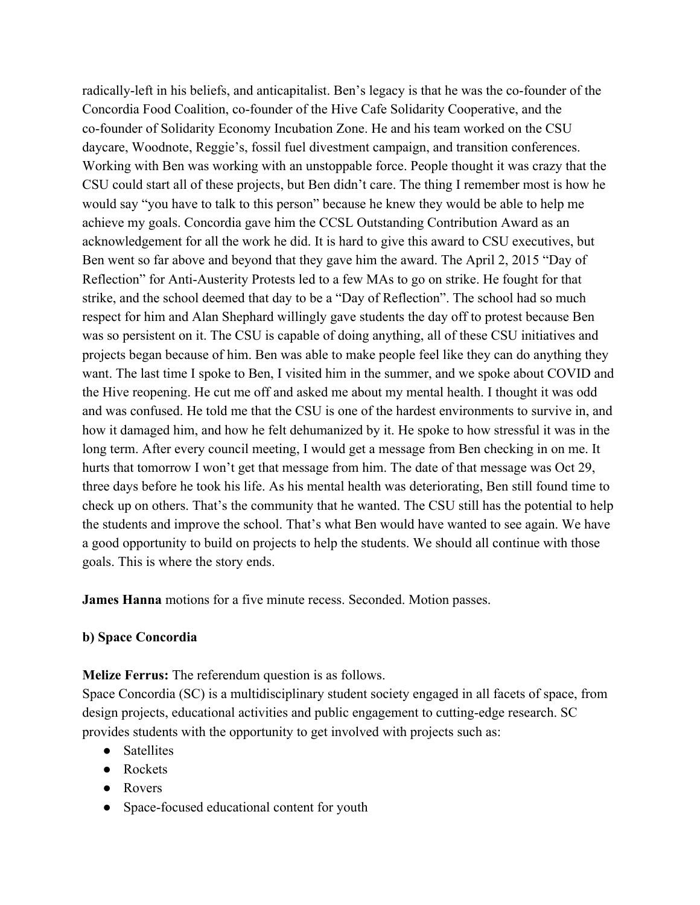radically-left in his beliefs, and anticapitalist. Ben's legacy is that he was the co-founder of the Concordia Food Coalition, co-founder of the Hive Cafe Solidarity Cooperative, and the co-founder of Solidarity Economy Incubation Zone. He and his team worked on the CSU daycare, Woodnote, Reggie's, fossil fuel divestment campaign, and transition conferences. Working with Ben was working with an unstoppable force. People thought it was crazy that the CSU could start all of these projects, but Ben didn't care. The thing I remember most is how he would say "you have to talk to this person" because he knew they would be able to help me achieve my goals. Concordia gave him the CCSL Outstanding Contribution Award as an acknowledgement for all the work he did. It is hard to give this award to CSU executives, but Ben went so far above and beyond that they gave him the award. The April 2, 2015 "Day of Reflection" for Anti-Austerity Protests led to a few MAs to go on strike. He fought for that strike, and the school deemed that day to be a "Day of Reflection". The school had so much respect for him and Alan Shephard willingly gave students the day off to protest because Ben was so persistent on it. The CSU is capable of doing anything, all of these CSU initiatives and projects began because of him. Ben was able to make people feel like they can do anything they want. The last time I spoke to Ben, I visited him in the summer, and we spoke about COVID and the Hive reopening. He cut me off and asked me about my mental health. I thought it was odd and was confused. He told me that the CSU is one of the hardest environments to survive in, and how it damaged him, and how he felt dehumanized by it. He spoke to how stressful it was in the long term. After every council meeting, I would get a message from Ben checking in on me. It hurts that tomorrow I won't get that message from him. The date of that message was Oct 29, three days before he took his life. As his mental health was deteriorating, Ben still found time to check up on others. That's the community that he wanted. The CSU still has the potential to help the students and improve the school. That's what Ben would have wanted to see again. We have a good opportunity to build on projects to help the students. We should all continue with those goals. This is where the story ends.

**James Hanna** motions for a five minute recess. Seconded. Motion passes.

**b) Space Concordia**

**Melize Ferrus:** The referendum question is as follows.
Space Concordia (SC) is a multidisciplinary student society engaged in all facets of space, from design projects, educational activities and public engagement to cutting-edge research. SC provides students with the opportunity to get involved with projects such as:

- Satellites
- Rockets
- Rovers
- Space-focused educational content for youth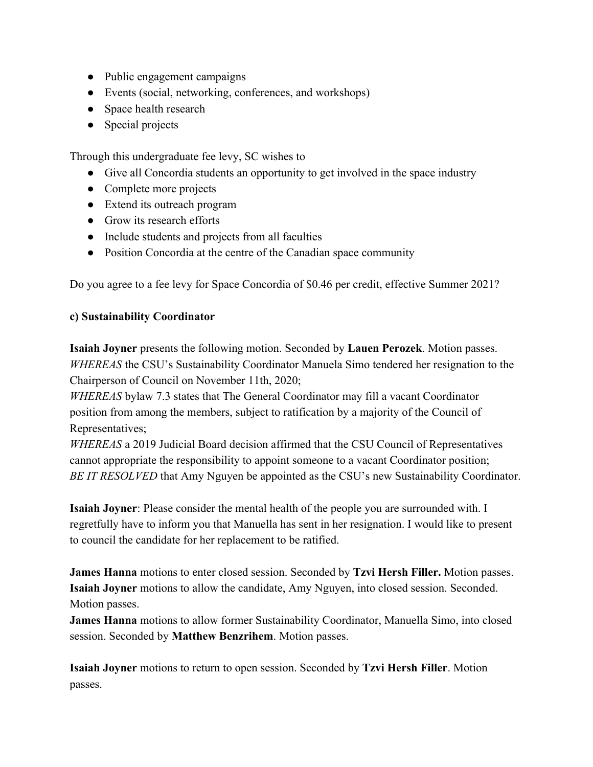- Public engagement campaigns
- Events (social, networking, conferences, and workshops)
- Space health research
- Special projects

Through this undergraduate fee levy, SC wishes to

- Give all Concordia students an opportunity to get involved in the space industry
- Complete more projects
- Extend its outreach program
- Grow its research efforts
- Include students and projects from all faculties
- Position Concordia at the centre of the Canadian space community

Do you agree to a fee levy for Space Concordia of $0.46 per credit, effective Summer 2021?

**c) Sustainability Coordinator**

**Isaiah Joyner** presents the following motion. Seconded by **Lauen Perozek**. Motion passes.
*WHEREAS* the CSU's Sustainability Coordinator Manuela Simo tendered her resignation to the Chairperson of Council on November 11th, 2020;
*WHEREAS* bylaw 7.3 states that The General Coordinator may fill a vacant Coordinator position from among the members, subject to ratification by a majority of the Council of Representatives;
*WHEREAS* a 2019 Judicial Board decision affirmed that the CSU Council of Representatives cannot appropriate the responsibility to appoint someone to a vacant Coordinator position;
*BE IT RESOLVED* that Amy Nguyen be appointed as the CSU's new Sustainability Coordinator.

**Isaiah Joyner**: Please consider the mental health of the people you are surrounded with. I regretfully have to inform you that Manuella has sent in her resignation. I would like to present to council the candidate for her replacement to be ratified.

**James Hanna** motions to enter closed session. Seconded by **Tzvi Hersh Filler.** Motion passes.
**Isaiah Joyner** motions to allow the candidate, Amy Nguyen, into closed session. Seconded. Motion passes.
**James Hanna** motions to allow former Sustainability Coordinator, Manuella Simo, into closed session. Seconded by **Matthew Benzrihem**. Motion passes.

**Isaiah Joyner** motions to return to open session. Seconded by **Tzvi Hersh Filler**. Motion passes.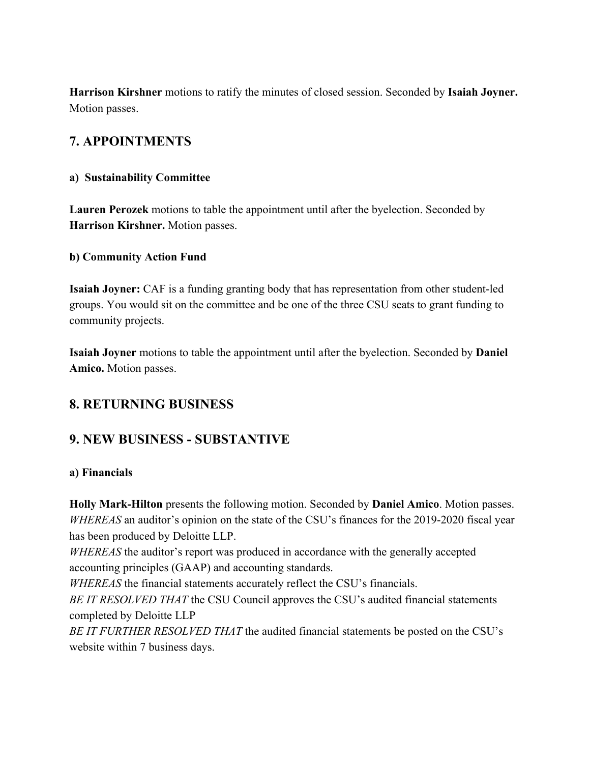**Harrison Kirshner** motions to ratify the minutes of closed session. Seconded by **Isaiah Joyner.** Motion passes.

## 7. APPOINTMENTS

### a) Sustainability Committee

**Lauren Perozek** motions to table the appointment until after the byelection. Seconded by **Harrison Kirshner.** Motion passes.

### b) Community Action Fund

**Isaiah Joyner:** CAF is a funding granting body that has representation from other student-led groups. You would sit on the committee and be one of the three CSU seats to grant funding to community projects.

**Isaiah Joyner** motions to table the appointment until after the byelection. Seconded by **Daniel Amico.** Motion passes.

## 8. RETURNING BUSINESS

## 9. NEW BUSINESS - SUBSTANTIVE

### a) Financials

**Holly Mark-Hilton** presents the following motion. Seconded by **Daniel Amico**. Motion passes.
*WHEREAS* an auditor's opinion on the state of the CSU's finances for the 2019-2020 fiscal year has been produced by Deloitte LLP.
*WHEREAS* the auditor's report was produced in accordance with the generally accepted accounting principles (GAAP) and accounting standards.
*WHEREAS* the financial statements accurately reflect the CSU's financials.
*BE IT RESOLVED THAT* the CSU Council approves the CSU's audited financial statements completed by Deloitte LLP
*BE IT FURTHER RESOLVED THAT* the audited financial statements be posted on the CSU's website within 7 business days.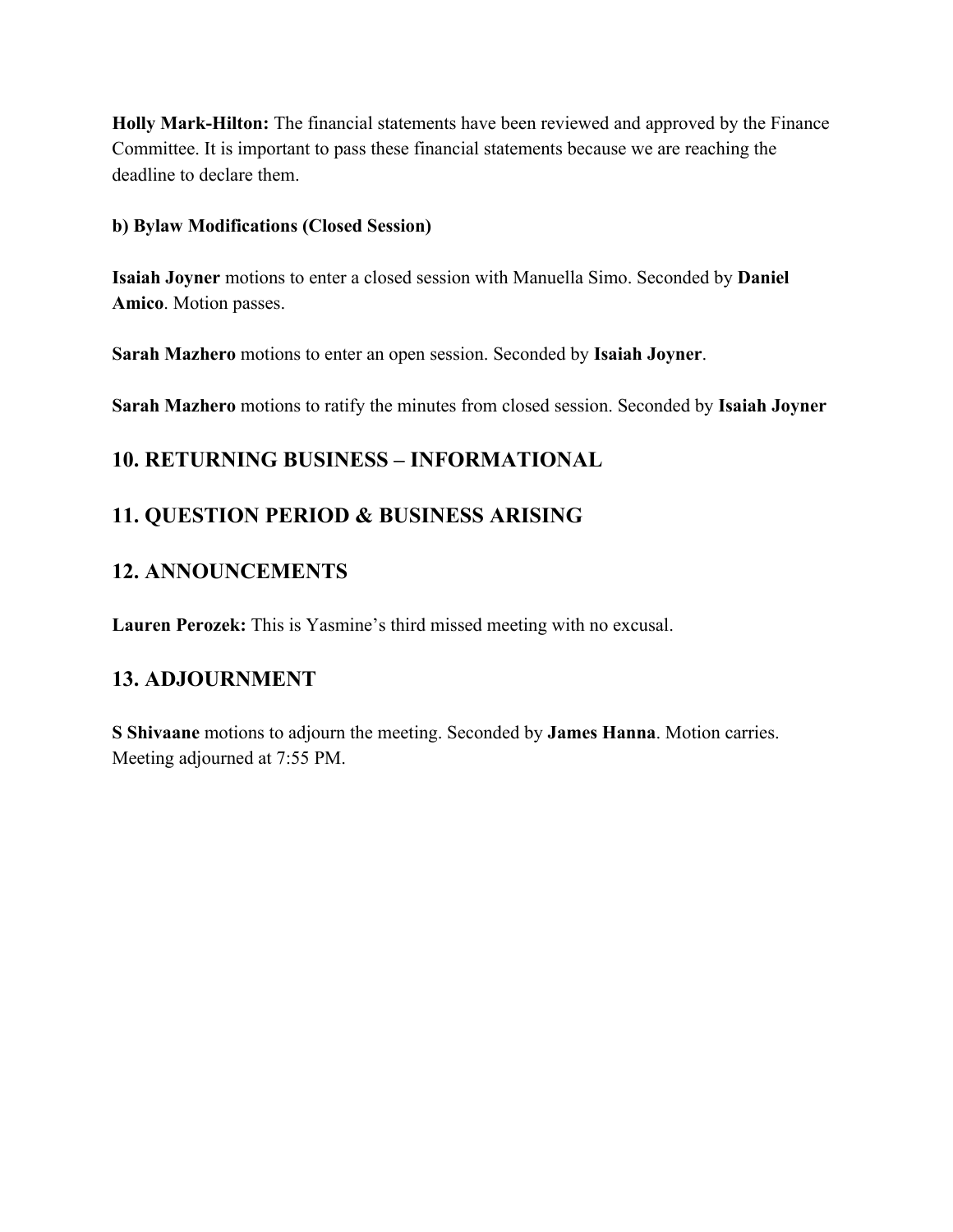**Holly Mark-Hilton:** The financial statements have been reviewed and approved by the Finance Committee. It is important to pass these financial statements because we are reaching the deadline to declare them.

**b) Bylaw Modifications (Closed Session)**

**Isaiah Joyner** motions to enter a closed session with Manuella Simo. Seconded by **Daniel Amico**. Motion passes.

**Sarah Mazhero** motions to enter an open session. Seconded by **Isaiah Joyner**.

**Sarah Mazhero** motions to ratify the minutes from closed session. Seconded by **Isaiah Joyner**

## 10. RETURNING BUSINESS – INFORMATIONAL

## 11. QUESTION PERIOD & BUSINESS ARISING

## 12. ANNOUNCEMENTS

**Lauren Perozek:** This is Yasmine's third missed meeting with no excusal.

## 13. ADJOURNMENT

**S Shivaane** motions to adjourn the meeting. Seconded by **James Hanna**. Motion carries. Meeting adjourned at 7:55 PM.